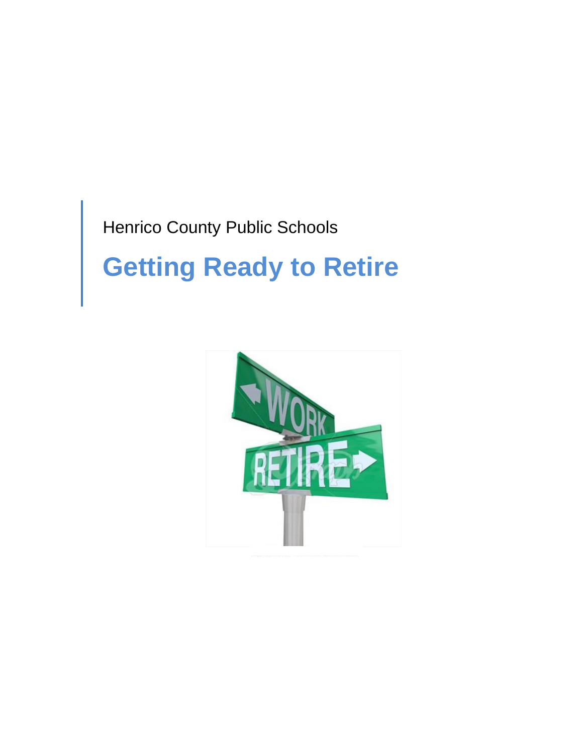Henrico County Public Schools

# Getting Ready to Retire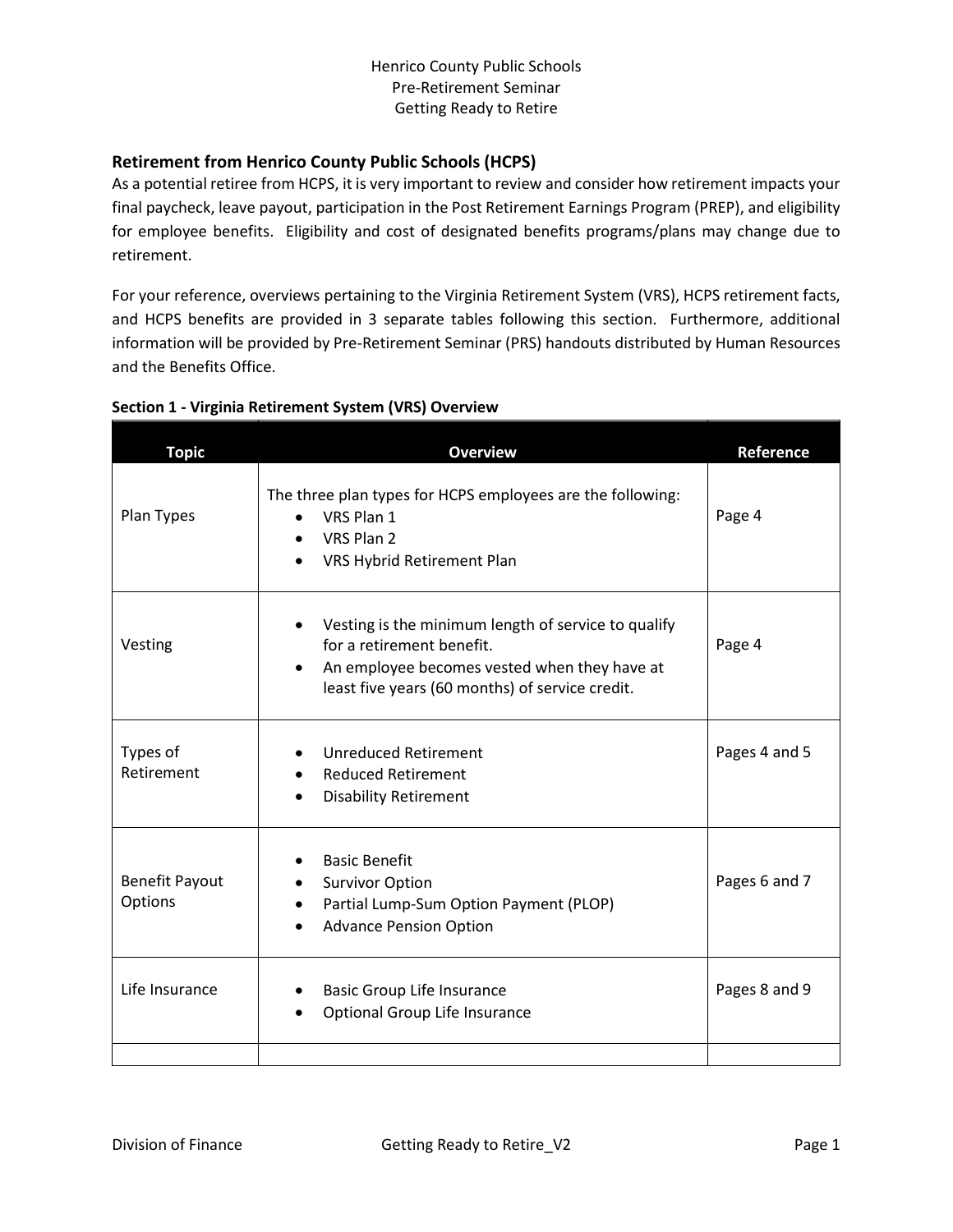Henrico County Public Schools
Pre-Retirement Seminar
Getting Ready to Retire

## Retirement from Henrico County Public Schools (HCPS)

As a potential retiree from HCPS, it is very important to review and consider how retirement impacts your final paycheck, leave payout, participation in the Post Retirement Earnings Program (PREP), and eligibility for employee benefits. Eligibility and cost of designated benefits programs/plans may change due to retirement.

For your reference, overviews pertaining to the Virginia Retirement System (VRS), HCPS retirement facts, and HCPS benefits are provided in 3 separate tables following this section. Furthermore, additional information will be provided by Pre-Retirement Seminar (PRS) handouts distributed by Human Resources and the Benefits Office.

**Section 1 - Virginia Retirement System (VRS) Overview**

| Topic | Overview | Reference |
|---|---|---|
| Plan Types | The three plan types for HCPS employees are the following:<br>• VRS Plan 1<br>• VRS Plan 2<br>• VRS Hybrid Retirement Plan | Page 4 |
| Vesting | • Vesting is the minimum length of service to qualify for a retirement benefit.<br>• An employee becomes vested when they have at least five years (60 months) of service credit. | Page 4 |
| Types of Retirement | • Unreduced Retirement<br>• Reduced Retirement<br>• Disability Retirement | Pages 4 and 5 |
| Benefit Payout Options | • Basic Benefit<br>• Survivor Option<br>• Partial Lump-Sum Option Payment (PLOP)<br>• Advance Pension Option | Pages 6 and 7 |
| Life Insurance | • Basic Group Life Insurance<br>• Optional Group Life Insurance | Pages 8 and 9 |
| | | |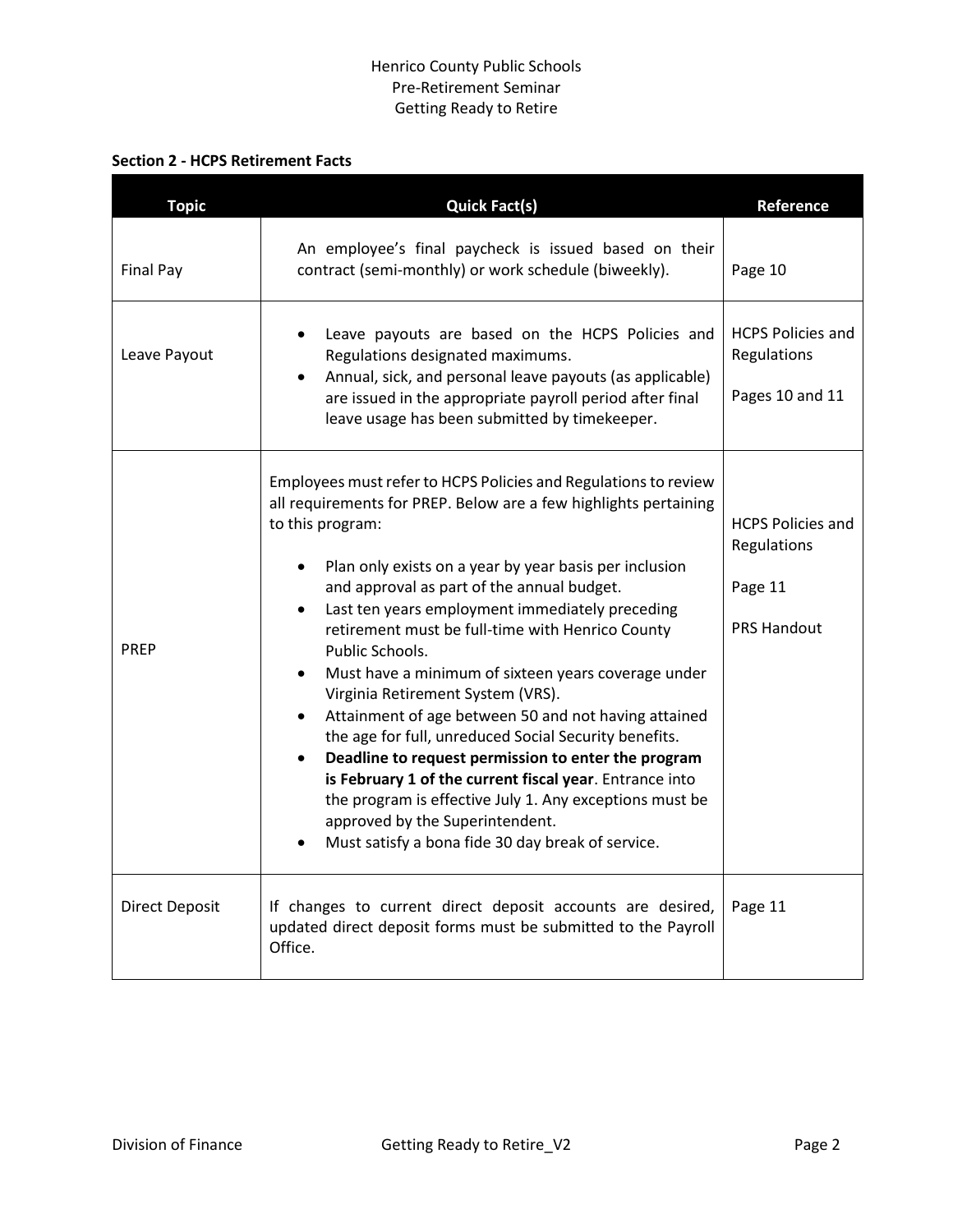Henrico County Public Schools
Pre-Retirement Seminar
Getting Ready to Retire

**Section 2 - HCPS Retirement Facts**

| Topic | Quick Fact(s) | Reference |
|---|---|---|
| Final Pay | An employee's final paycheck is issued based on their contract (semi-monthly) or work schedule (biweekly). | Page 10 |
| Leave Payout | • Leave payouts are based on the HCPS Policies and Regulations designated maximums.<br>• Annual, sick, and personal leave payouts (as applicable) are issued in the appropriate payroll period after final leave usage has been submitted by timekeeper. | HCPS Policies and Regulations<br><br>Pages 10 and 11 |
| PREP | Employees must refer to HCPS Policies and Regulations to review all requirements for PREP. Below are a few highlights pertaining to this program:<br><br>• Plan only exists on a year by year basis per inclusion and approval as part of the annual budget.<br>• Last ten years employment immediately preceding retirement must be full-time with Henrico County Public Schools.<br>• Must have a minimum of sixteen years coverage under Virginia Retirement System (VRS).<br>• Attainment of age between 50 and not having attained the age for full, unreduced Social Security benefits.<br>• **Deadline to request permission to enter the program is February 1 of the current fiscal year**. Entrance into the program is effective July 1. Any exceptions must be approved by the Superintendent.<br>• Must satisfy a bona fide 30 day break of service. | HCPS Policies and Regulations<br><br>Page 11<br><br>PRS Handout |
| Direct Deposit | If changes to current direct deposit accounts are desired, updated direct deposit forms must be submitted to the Payroll Office. | Page 11 |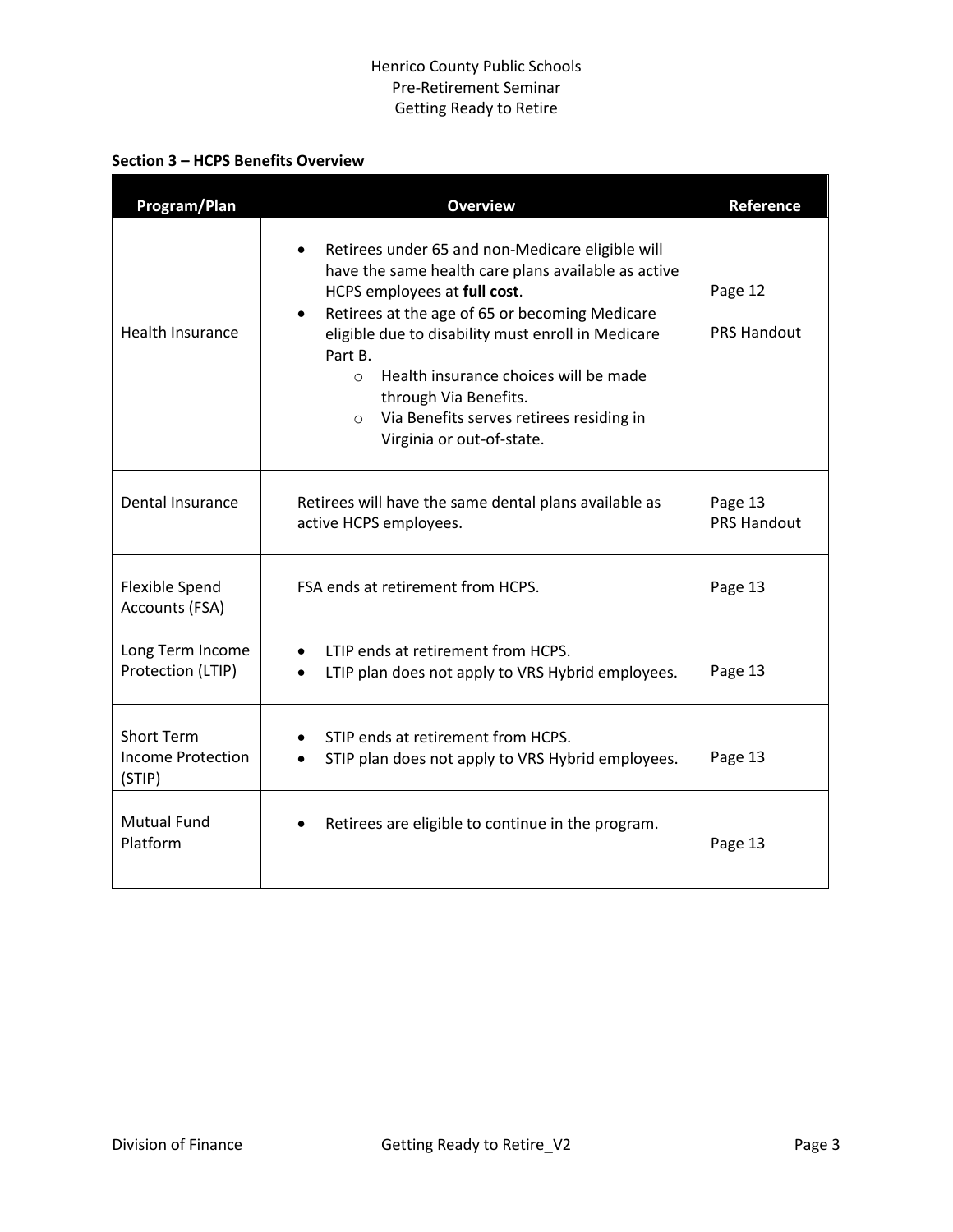**Section 3 – HCPS Benefits Overview**

| Program/Plan | Overview | Reference |
|---|---|---|
| Health Insurance | • Retirees under 65 and non-Medicare eligible will have the same health care plans available as active HCPS employees at **full cost**.<br>• Retirees at the age of 65 or becoming Medicare eligible due to disability must enroll in Medicare Part B.<br>  ○ Health insurance choices will be made through Via Benefits.<br>  ○ Via Benefits serves retirees residing in Virginia or out-of-state. | Page 12<br>PRS Handout |
| Dental Insurance | Retirees will have the same dental plans available as active HCPS employees. | Page 13<br>PRS Handout |
| Flexible Spend Accounts (FSA) | FSA ends at retirement from HCPS. | Page 13 |
| Long Term Income Protection (LTIP) | • LTIP ends at retirement from HCPS.<br>• LTIP plan does not apply to VRS Hybrid employees. | Page 13 |
| Short Term Income Protection (STIP) | • STIP ends at retirement from HCPS.<br>• STIP plan does not apply to VRS Hybrid employees. | Page 13 |
| Mutual Fund Platform | • Retirees are eligible to continue in the program. | Page 13 |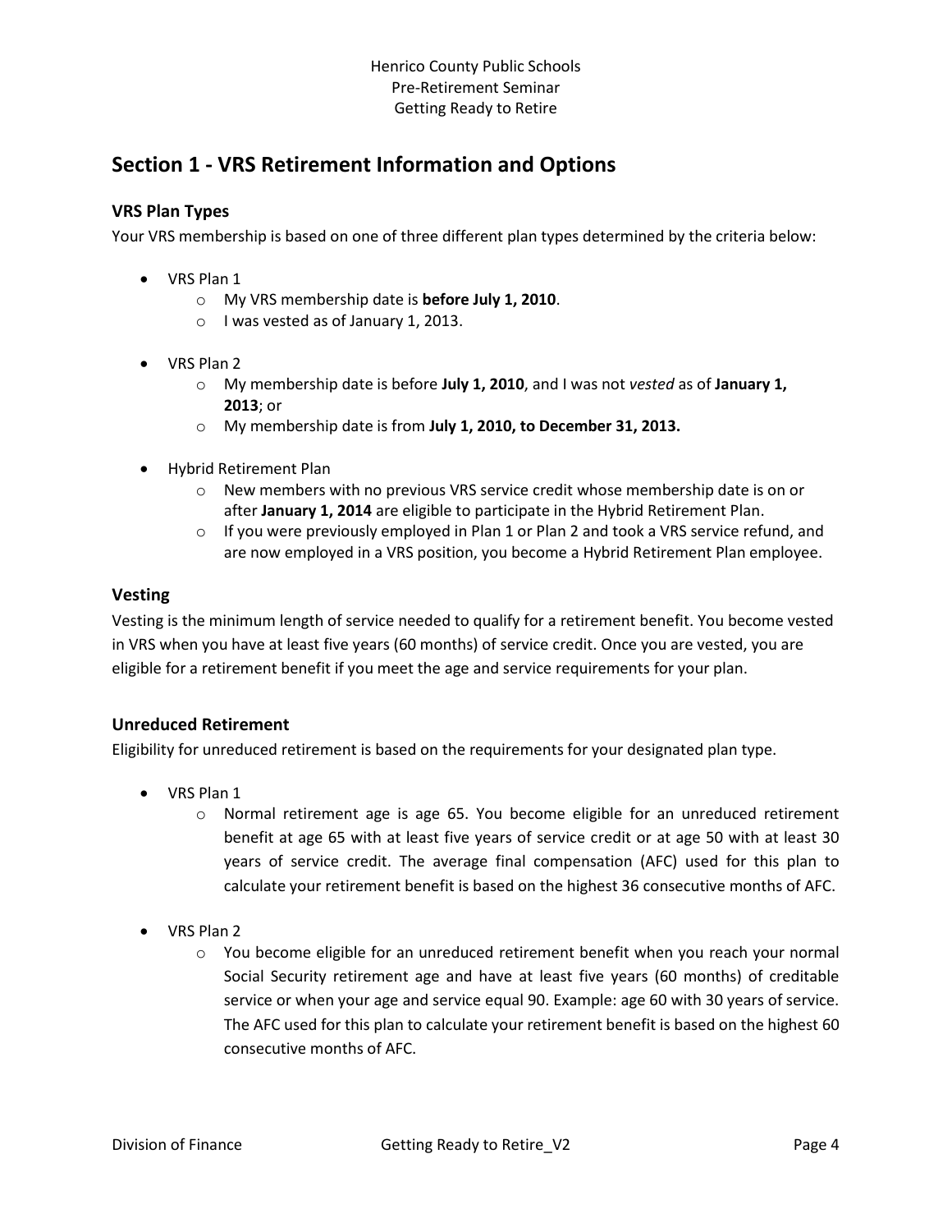Henrico County Public Schools
Pre-Retirement Seminar
Getting Ready to Retire

## Section 1 - VRS Retirement Information and Options

### VRS Plan Types

Your VRS membership is based on one of three different plan types determined by the criteria below:

- VRS Plan 1
  - My VRS membership date is **before July 1, 2010**.
  - I was vested as of January 1, 2013.

- VRS Plan 2
  - My membership date is before **July 1, 2010**, and I was not *vested* as of **January 1, 2013**; or
  - My membership date is from **July 1, 2010, to December 31, 2013.**

- Hybrid Retirement Plan
  - New members with no previous VRS service credit whose membership date is on or after **January 1, 2014** are eligible to participate in the Hybrid Retirement Plan.
  - If you were previously employed in Plan 1 or Plan 2 and took a VRS service refund, and are now employed in a VRS position, you become a Hybrid Retirement Plan employee.

### Vesting

Vesting is the minimum length of service needed to qualify for a retirement benefit. You become vested in VRS when you have at least five years (60 months) of service credit. Once you are vested, you are eligible for a retirement benefit if you meet the age and service requirements for your plan.

### Unreduced Retirement

Eligibility for unreduced retirement is based on the requirements for your designated plan type.

- VRS Plan 1
  - Normal retirement age is age 65. You become eligible for an unreduced retirement benefit at age 65 with at least five years of service credit or at age 50 with at least 30 years of service credit. The average final compensation (AFC) used for this plan to calculate your retirement benefit is based on the highest 36 consecutive months of AFC.

- VRS Plan 2
  - You become eligible for an unreduced retirement benefit when you reach your normal Social Security retirement age and have at least five years (60 months) of creditable service or when your age and service equal 90. Example: age 60 with 30 years of service. The AFC used for this plan to calculate your retirement benefit is based on the highest 60 consecutive months of AFC.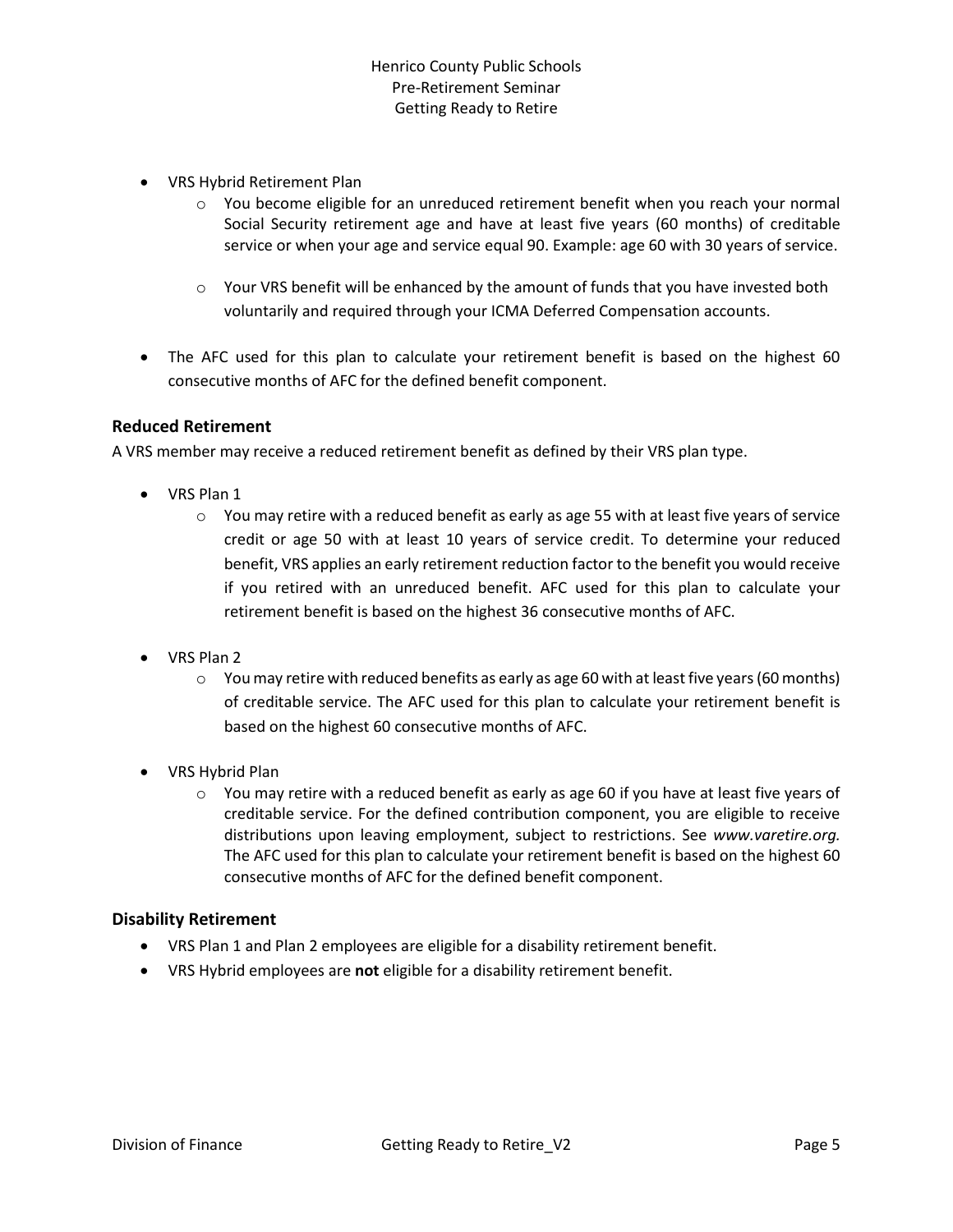- VRS Hybrid Retirement Plan
  - You become eligible for an unreduced retirement benefit when you reach your normal Social Security retirement age and have at least five years (60 months) of creditable service or when your age and service equal 90. Example: age 60 with 30 years of service.
  - Your VRS benefit will be enhanced by the amount of funds that you have invested both voluntarily and required through your ICMA Deferred Compensation accounts.
- The AFC used for this plan to calculate your retirement benefit is based on the highest 60 consecutive months of AFC for the defined benefit component.

### Reduced Retirement

A VRS member may receive a reduced retirement benefit as defined by their VRS plan type.

- VRS Plan 1
  - You may retire with a reduced benefit as early as age 55 with at least five years of service credit or age 50 with at least 10 years of service credit. To determine your reduced benefit, VRS applies an early retirement reduction factor to the benefit you would receive if you retired with an unreduced benefit. AFC used for this plan to calculate your retirement benefit is based on the highest 36 consecutive months of AFC.
- VRS Plan 2
  - You may retire with reduced benefits as early as age 60 with at least five years (60 months) of creditable service. The AFC used for this plan to calculate your retirement benefit is based on the highest 60 consecutive months of AFC.
- VRS Hybrid Plan
  - You may retire with a reduced benefit as early as age 60 if you have at least five years of creditable service. For the defined contribution component, you are eligible to receive distributions upon leaving employment, subject to restrictions. See *www.varetire.org.* The AFC used for this plan to calculate your retirement benefit is based on the highest 60 consecutive months of AFC for the defined benefit component.

### Disability Retirement

- VRS Plan 1 and Plan 2 employees are eligible for a disability retirement benefit.
- VRS Hybrid employees are **not** eligible for a disability retirement benefit.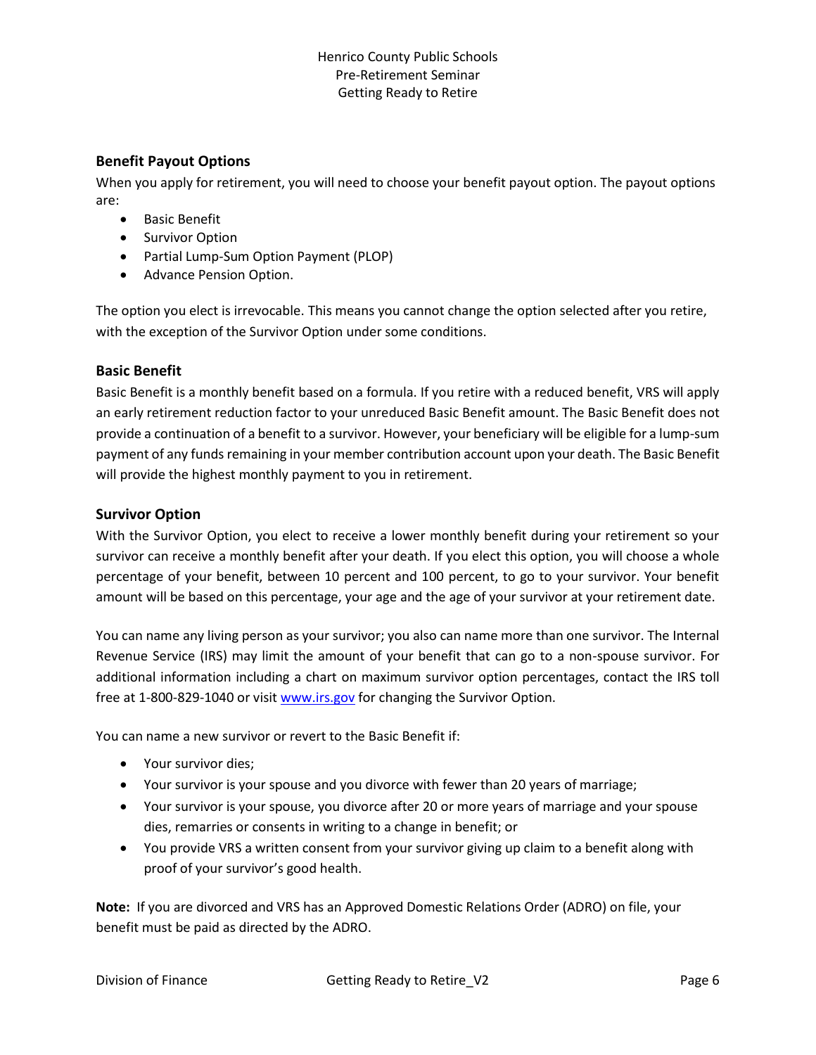## Benefit Payout Options

When you apply for retirement, you will need to choose your benefit payout option. The payout options are:

- Basic Benefit
- Survivor Option
- Partial Lump-Sum Option Payment (PLOP)
- Advance Pension Option.

The option you elect is irrevocable. This means you cannot change the option selected after you retire, with the exception of the Survivor Option under some conditions.

## Basic Benefit

Basic Benefit is a monthly benefit based on a formula. If you retire with a reduced benefit, VRS will apply an early retirement reduction factor to your unreduced Basic Benefit amount. The Basic Benefit does not provide a continuation of a benefit to a survivor. However, your beneficiary will be eligible for a lump-sum payment of any funds remaining in your member contribution account upon your death. The Basic Benefit will provide the highest monthly payment to you in retirement.

## Survivor Option

With the Survivor Option, you elect to receive a lower monthly benefit during your retirement so your survivor can receive a monthly benefit after your death. If you elect this option, you will choose a whole percentage of your benefit, between 10 percent and 100 percent, to go to your survivor. Your benefit amount will be based on this percentage, your age and the age of your survivor at your retirement date.

You can name any living person as your survivor; you also can name more than one survivor. The Internal Revenue Service (IRS) may limit the amount of your benefit that can go to a non-spouse survivor. For additional information including a chart on maximum survivor option percentages, contact the IRS toll free at 1-800-829-1040 or visit www.irs.gov for changing the Survivor Option.

You can name a new survivor or revert to the Basic Benefit if:

- Your survivor dies;
- Your survivor is your spouse and you divorce with fewer than 20 years of marriage;
- Your survivor is your spouse, you divorce after 20 or more years of marriage and your spouse dies, remarries or consents in writing to a change in benefit; or
- You provide VRS a written consent from your survivor giving up claim to a benefit along with proof of your survivor's good health.

**Note:** If you are divorced and VRS has an Approved Domestic Relations Order (ADRO) on file, your benefit must be paid as directed by the ADRO.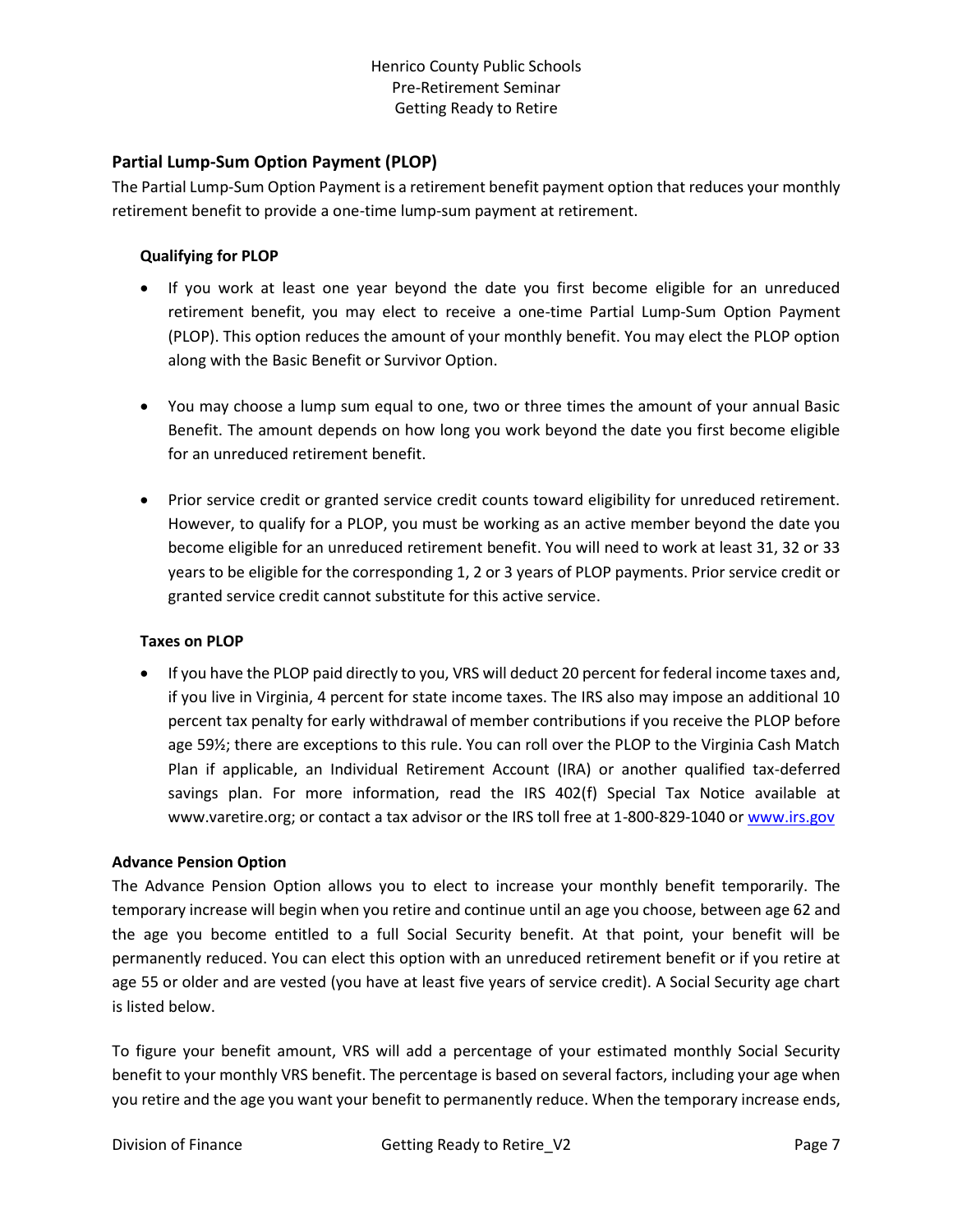## Partial Lump-Sum Option Payment (PLOP)

The Partial Lump-Sum Option Payment is a retirement benefit payment option that reduces your monthly retirement benefit to provide a one-time lump-sum payment at retirement.

### Qualifying for PLOP

- If you work at least one year beyond the date you first become eligible for an unreduced retirement benefit, you may elect to receive a one-time Partial Lump-Sum Option Payment (PLOP). This option reduces the amount of your monthly benefit. You may elect the PLOP option along with the Basic Benefit or Survivor Option.
- You may choose a lump sum equal to one, two or three times the amount of your annual Basic Benefit. The amount depends on how long you work beyond the date you first become eligible for an unreduced retirement benefit.
- Prior service credit or granted service credit counts toward eligibility for unreduced retirement. However, to qualify for a PLOP, you must be working as an active member beyond the date you become eligible for an unreduced retirement benefit. You will need to work at least 31, 32 or 33 years to be eligible for the corresponding 1, 2 or 3 years of PLOP payments. Prior service credit or granted service credit cannot substitute for this active service.

### Taxes on PLOP

- If you have the PLOP paid directly to you, VRS will deduct 20 percent for federal income taxes and, if you live in Virginia, 4 percent for state income taxes. The IRS also may impose an additional 10 percent tax penalty for early withdrawal of member contributions if you receive the PLOP before age 59½; there are exceptions to this rule. You can roll over the PLOP to the Virginia Cash Match Plan if applicable, an Individual Retirement Account (IRA) or another qualified tax-deferred savings plan. For more information, read the IRS 402(f) Special Tax Notice available at www.varetire.org; or contact a tax advisor or the IRS toll free at 1-800-829-1040 or [www.irs.gov](http://www.irs.gov)

## Advance Pension Option

The Advance Pension Option allows you to elect to increase your monthly benefit temporarily. The temporary increase will begin when you retire and continue until an age you choose, between age 62 and the age you become entitled to a full Social Security benefit. At that point, your benefit will be permanently reduced. You can elect this option with an unreduced retirement benefit or if you retire at age 55 or older and are vested (you have at least five years of service credit). A Social Security age chart is listed below.

To figure your benefit amount, VRS will add a percentage of your estimated monthly Social Security benefit to your monthly VRS benefit. The percentage is based on several factors, including your age when you retire and the age you want your benefit to permanently reduce. When the temporary increase ends,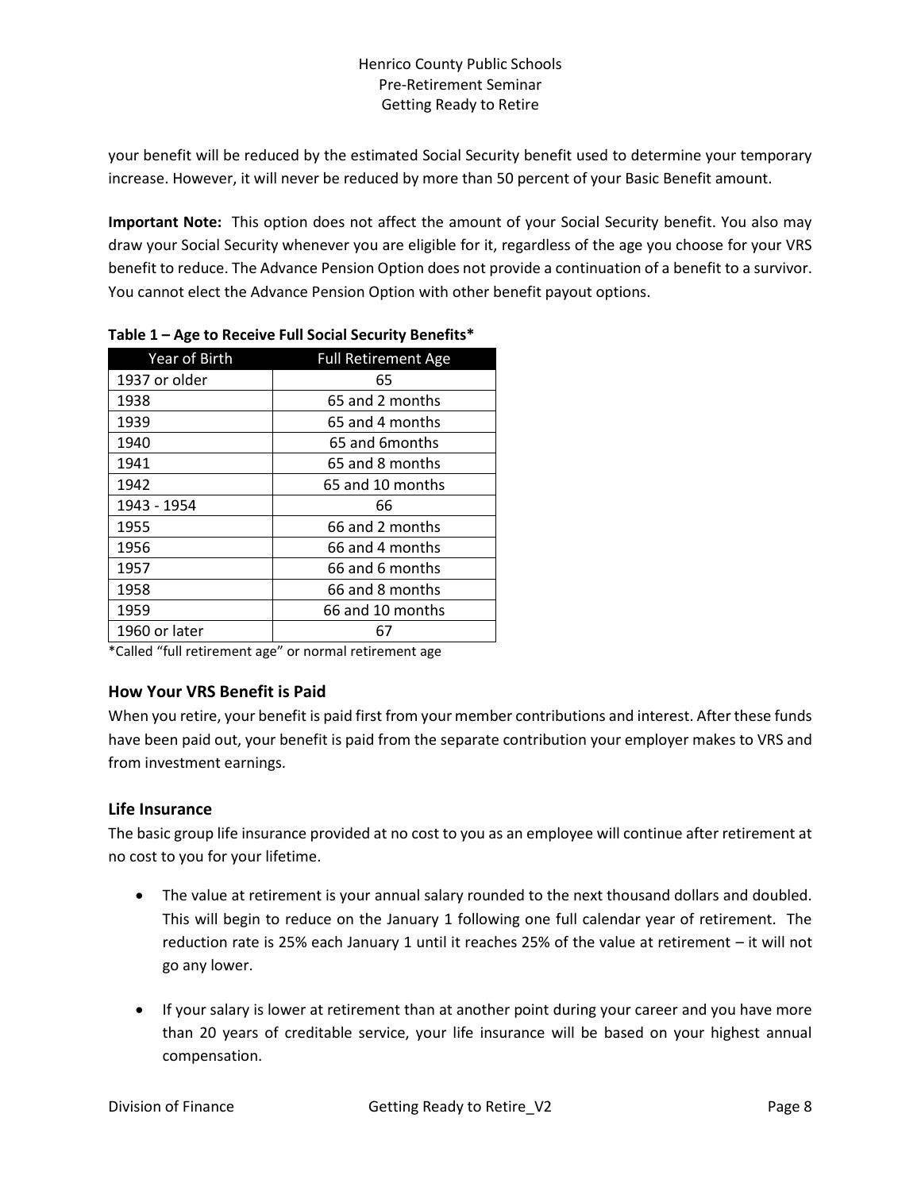your benefit will be reduced by the estimated Social Security benefit used to determine your temporary increase. However, it will never be reduced by more than 50 percent of your Basic Benefit amount.

**Important Note:** This option does not affect the amount of your Social Security benefit. You also may draw your Social Security whenever you are eligible for it, regardless of the age you choose for your VRS benefit to reduce. The Advance Pension Option does not provide a continuation of a benefit to a survivor. You cannot elect the Advance Pension Option with other benefit payout options.

**Table 1 – Age to Receive Full Social Security Benefits***

| Year of Birth | Full Retirement Age |
|---|---|
| 1937 or older | 65 |
| 1938 | 65 and 2 months |
| 1939 | 65 and 4 months |
| 1940 | 65 and 6months |
| 1941 | 65 and 8 months |
| 1942 | 65 and 10 months |
| 1943 - 1954 | 66 |
| 1955 | 66 and 2 months |
| 1956 | 66 and 4 months |
| 1957 | 66 and 6 months |
| 1958 | 66 and 8 months |
| 1959 | 66 and 10 months |
| 1960 or later | 67 |

*Called "full retirement age" or normal retirement age

### How Your VRS Benefit is Paid

When you retire, your benefit is paid first from your member contributions and interest. After these funds have been paid out, your benefit is paid from the separate contribution your employer makes to VRS and from investment earnings.

### Life Insurance

The basic group life insurance provided at no cost to you as an employee will continue after retirement at no cost to you for your lifetime.

- The value at retirement is your annual salary rounded to the next thousand dollars and doubled. This will begin to reduce on the January 1 following one full calendar year of retirement. The reduction rate is 25% each January 1 until it reaches 25% of the value at retirement – it will not go any lower.

- If your salary is lower at retirement than at another point during your career and you have more than 20 years of creditable service, your life insurance will be based on your highest annual compensation.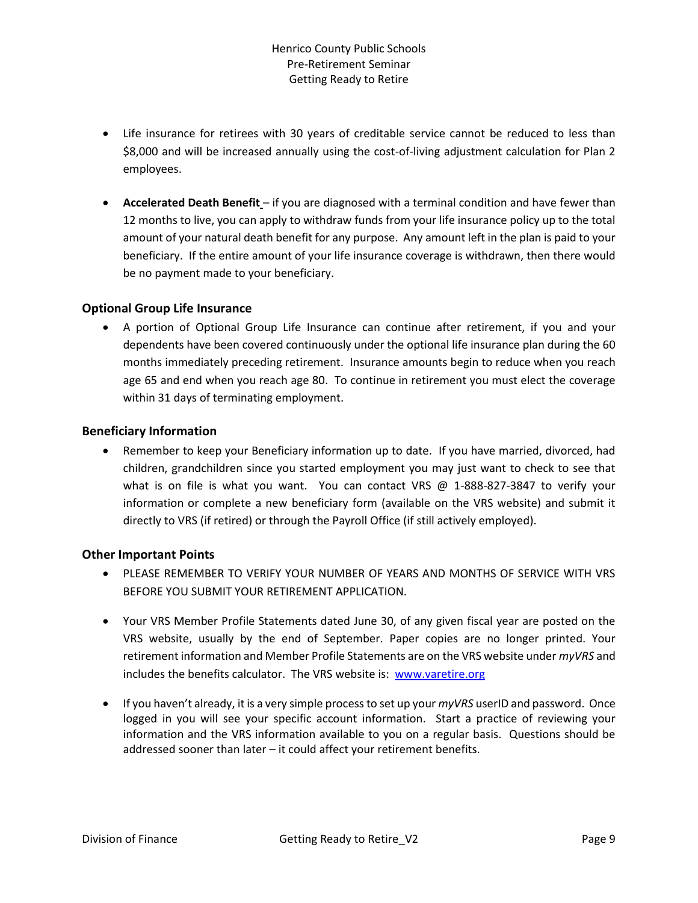- Life insurance for retirees with 30 years of creditable service cannot be reduced to less than $8,000 and will be increased annually using the cost-of-living adjustment calculation for Plan 2 employees.

- **Accelerated Death Benefit** – if you are diagnosed with a terminal condition and have fewer than 12 months to live, you can apply to withdraw funds from your life insurance policy up to the total amount of your natural death benefit for any purpose. Any amount left in the plan is paid to your beneficiary. If the entire amount of your life insurance coverage is withdrawn, then there would be no payment made to your beneficiary.

### Optional Group Life Insurance

- A portion of Optional Group Life Insurance can continue after retirement, if you and your dependents have been covered continuously under the optional life insurance plan during the 60 months immediately preceding retirement. Insurance amounts begin to reduce when you reach age 65 and end when you reach age 80. To continue in retirement you must elect the coverage within 31 days of terminating employment.

### Beneficiary Information

- Remember to keep your Beneficiary information up to date. If you have married, divorced, had children, grandchildren since you started employment you may just want to check to see that what is on file is what you want. You can contact VRS @ 1-888-827-3847 to verify your information or complete a new beneficiary form (available on the VRS website) and submit it directly to VRS (if retired) or through the Payroll Office (if still actively employed).

### Other Important Points

- PLEASE REMEMBER TO VERIFY YOUR NUMBER OF YEARS AND MONTHS OF SERVICE WITH VRS BEFORE YOU SUBMIT YOUR RETIREMENT APPLICATION.

- Your VRS Member Profile Statements dated June 30, of any given fiscal year are posted on the VRS website, usually by the end of September. Paper copies are no longer printed. Your retirement information and Member Profile Statements are on the VRS website under *myVRS* and includes the benefits calculator. The VRS website is: [www.varetire.org](http://www.varetire.org)

- If you haven't already, it is a very simple process to set up your *myVRS* userID and password. Once logged in you will see your specific account information. Start a practice of reviewing your information and the VRS information available to you on a regular basis. Questions should be addressed sooner than later – it could affect your retirement benefits.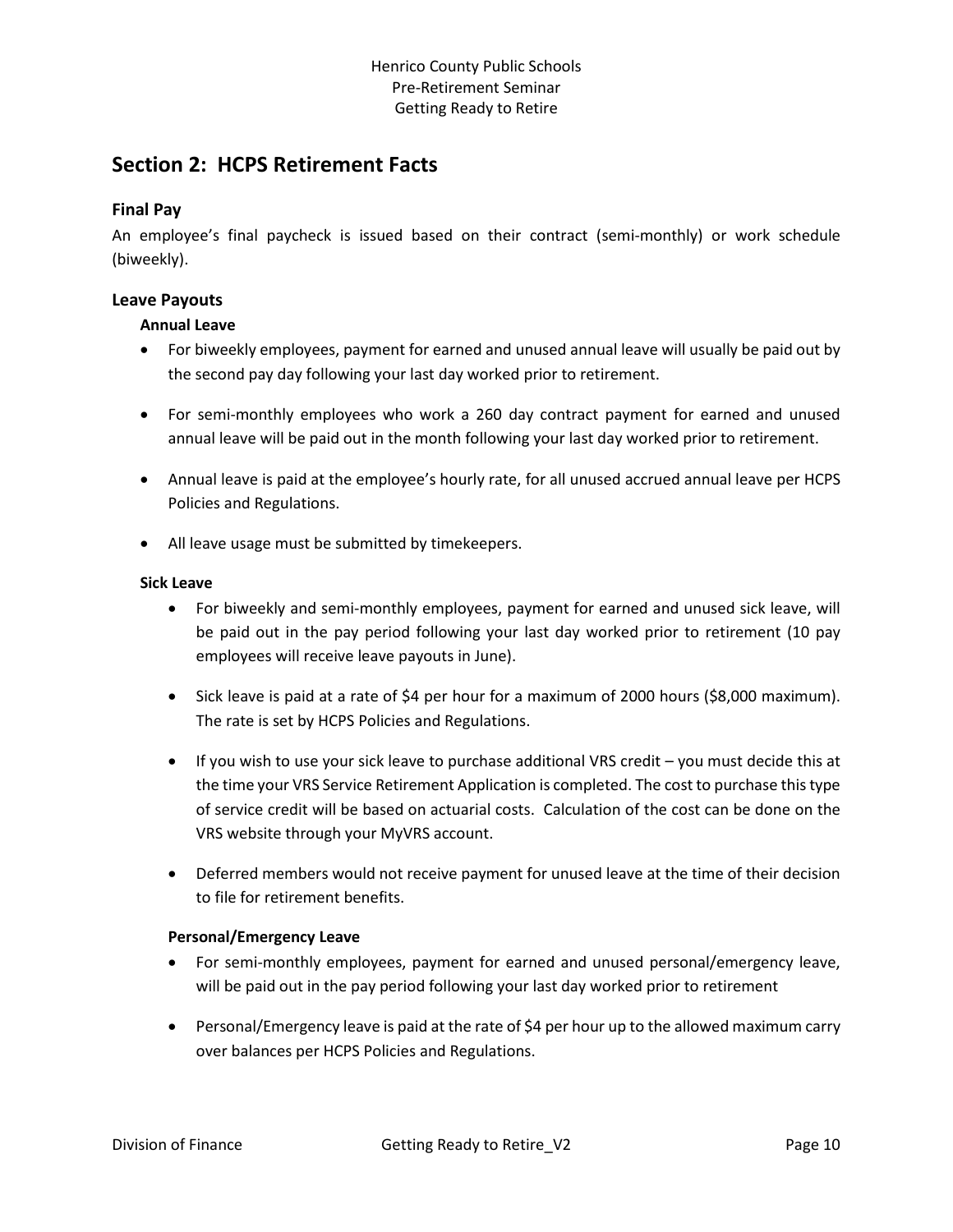## Section 2: HCPS Retirement Facts

### Final Pay

An employee's final paycheck is issued based on their contract (semi-monthly) or work schedule (biweekly).

### Leave Payouts

#### Annual Leave

- For biweekly employees, payment for earned and unused annual leave will usually be paid out by the second pay day following your last day worked prior to retirement.
- For semi-monthly employees who work a 260 day contract payment for earned and unused annual leave will be paid out in the month following your last day worked prior to retirement.
- Annual leave is paid at the employee's hourly rate, for all unused accrued annual leave per HCPS Policies and Regulations.
- All leave usage must be submitted by timekeepers.

#### Sick Leave

- For biweekly and semi-monthly employees, payment for earned and unused sick leave, will be paid out in the pay period following your last day worked prior to retirement (10 pay employees will receive leave payouts in June).
- Sick leave is paid at a rate of $4 per hour for a maximum of 2000 hours ($8,000 maximum). The rate is set by HCPS Policies and Regulations.
- If you wish to use your sick leave to purchase additional VRS credit – you must decide this at the time your VRS Service Retirement Application is completed. The cost to purchase this type of service credit will be based on actuarial costs. Calculation of the cost can be done on the VRS website through your MyVRS account.
- Deferred members would not receive payment for unused leave at the time of their decision to file for retirement benefits.

#### Personal/Emergency Leave

- For semi-monthly employees, payment for earned and unused personal/emergency leave, will be paid out in the pay period following your last day worked prior to retirement
- Personal/Emergency leave is paid at the rate of $4 per hour up to the allowed maximum carry over balances per HCPS Policies and Regulations.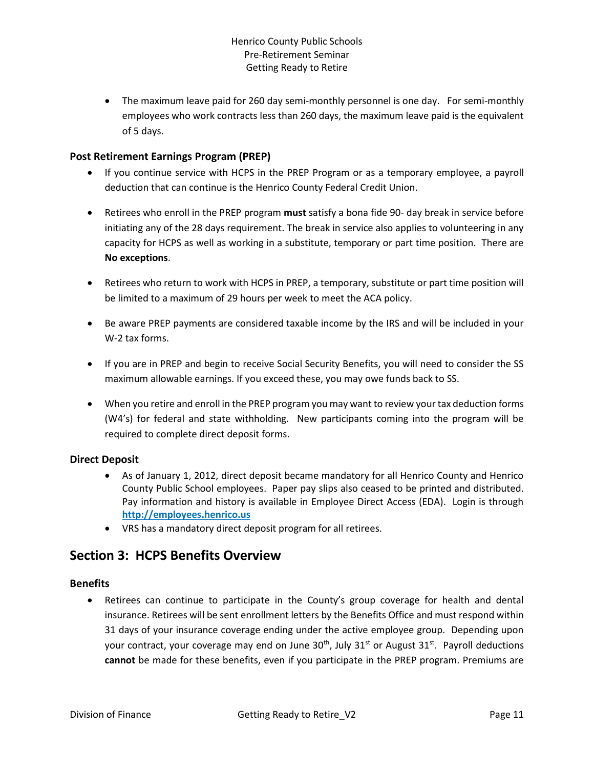- The maximum leave paid for 260 day semi-monthly personnel is one day. For semi-monthly employees who work contracts less than 260 days, the maximum leave paid is the equivalent of 5 days.

### Post Retirement Earnings Program (PREP)

- If you continue service with HCPS in the PREP Program or as a temporary employee, a payroll deduction that can continue is the Henrico County Federal Credit Union.
- Retirees who enroll in the PREP program **must** satisfy a bona fide 90- day break in service before initiating any of the 28 days requirement. The break in service also applies to volunteering in any capacity for HCPS as well as working in a substitute, temporary or part time position. There are **No exceptions**.
- Retirees who return to work with HCPS in PREP, a temporary, substitute or part time position will be limited to a maximum of 29 hours per week to meet the ACA policy.
- Be aware PREP payments are considered taxable income by the IRS and will be included in your W-2 tax forms.
- If you are in PREP and begin to receive Social Security Benefits, you will need to consider the SS maximum allowable earnings. If you exceed these, you may owe funds back to SS.
- When you retire and enroll in the PREP program you may want to review your tax deduction forms (W4's) for federal and state withholding. New participants coming into the program will be required to complete direct deposit forms.

### Direct Deposit

- As of January 1, 2012, direct deposit became mandatory for all Henrico County and Henrico County Public School employees. Paper pay slips also ceased to be printed and distributed. Pay information and history is available in Employee Direct Access (EDA). Login is through **http://employees.henrico.us**
- VRS has a mandatory direct deposit program for all retirees.

## Section 3: HCPS Benefits Overview

### Benefits

- Retirees can continue to participate in the County's group coverage for health and dental insurance. Retirees will be sent enrollment letters by the Benefits Office and must respond within 31 days of your insurance coverage ending under the active employee group. Depending upon your contract, your coverage may end on June 30th, July 31st or August 31st. Payroll deductions **cannot** be made for these benefits, even if you participate in the PREP program. Premiums are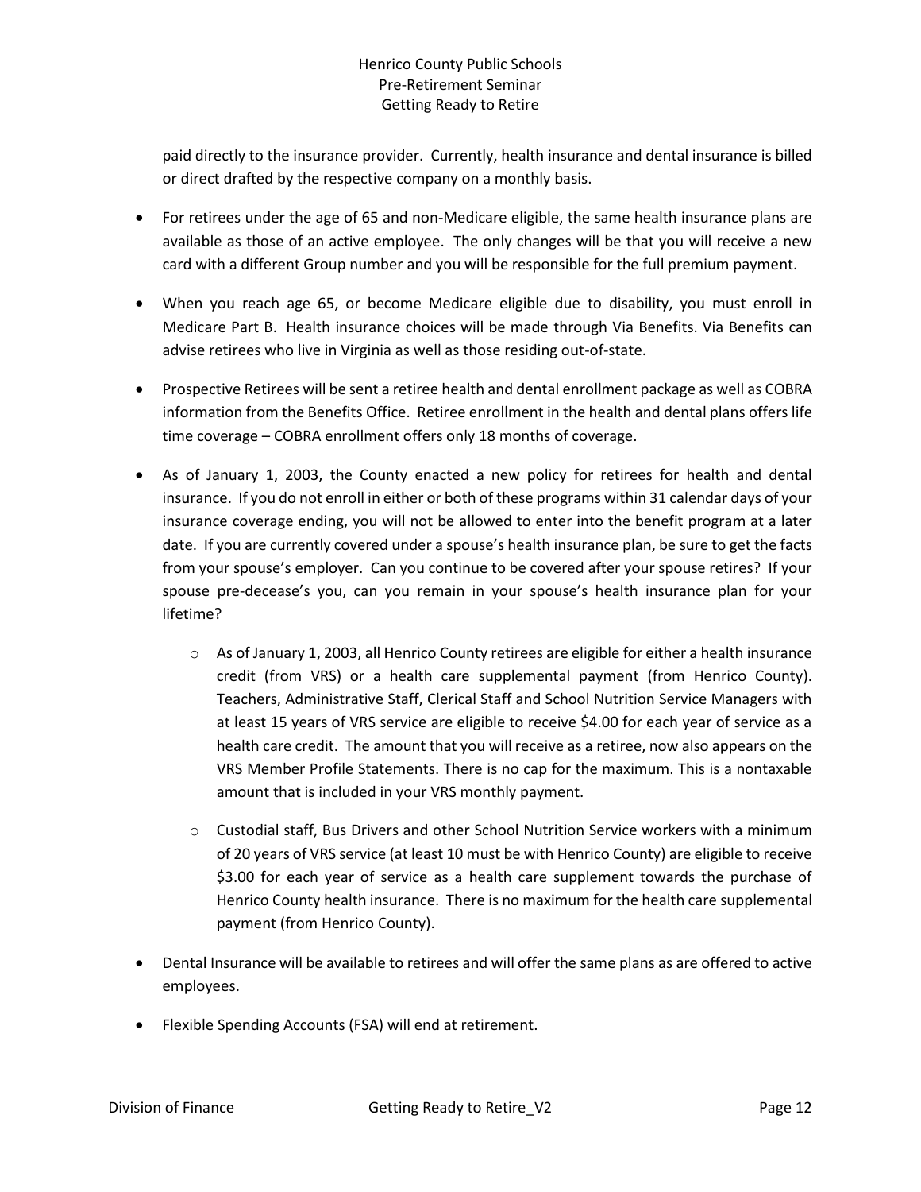paid directly to the insurance provider. Currently, health insurance and dental insurance is billed or direct drafted by the respective company on a monthly basis.

- For retirees under the age of 65 and non-Medicare eligible, the same health insurance plans are available as those of an active employee. The only changes will be that you will receive a new card with a different Group number and you will be responsible for the full premium payment.

- When you reach age 65, or become Medicare eligible due to disability, you must enroll in Medicare Part B. Health insurance choices will be made through Via Benefits. Via Benefits can advise retirees who live in Virginia as well as those residing out-of-state.

- Prospective Retirees will be sent a retiree health and dental enrollment package as well as COBRA information from the Benefits Office. Retiree enrollment in the health and dental plans offers life time coverage – COBRA enrollment offers only 18 months of coverage.

- As of January 1, 2003, the County enacted a new policy for retirees for health and dental insurance. If you do not enroll in either or both of these programs within 31 calendar days of your insurance coverage ending, you will not be allowed to enter into the benefit program at a later date. If you are currently covered under a spouse's health insurance plan, be sure to get the facts from your spouse's employer. Can you continue to be covered after your spouse retires? If your spouse pre-decease's you, can you remain in your spouse's health insurance plan for your lifetime?

    - As of January 1, 2003, all Henrico County retirees are eligible for either a health insurance credit (from VRS) or a health care supplemental payment (from Henrico County). Teachers, Administrative Staff, Clerical Staff and School Nutrition Service Managers with at least 15 years of VRS service are eligible to receive $4.00 for each year of service as a health care credit. The amount that you will receive as a retiree, now also appears on the VRS Member Profile Statements. There is no cap for the maximum. This is a nontaxable amount that is included in your VRS monthly payment.

    - Custodial staff, Bus Drivers and other School Nutrition Service workers with a minimum of 20 years of VRS service (at least 10 must be with Henrico County) are eligible to receive $3.00 for each year of service as a health care supplement towards the purchase of Henrico County health insurance. There is no maximum for the health care supplemental payment (from Henrico County).

- Dental Insurance will be available to retirees and will offer the same plans as are offered to active employees.

- Flexible Spending Accounts (FSA) will end at retirement.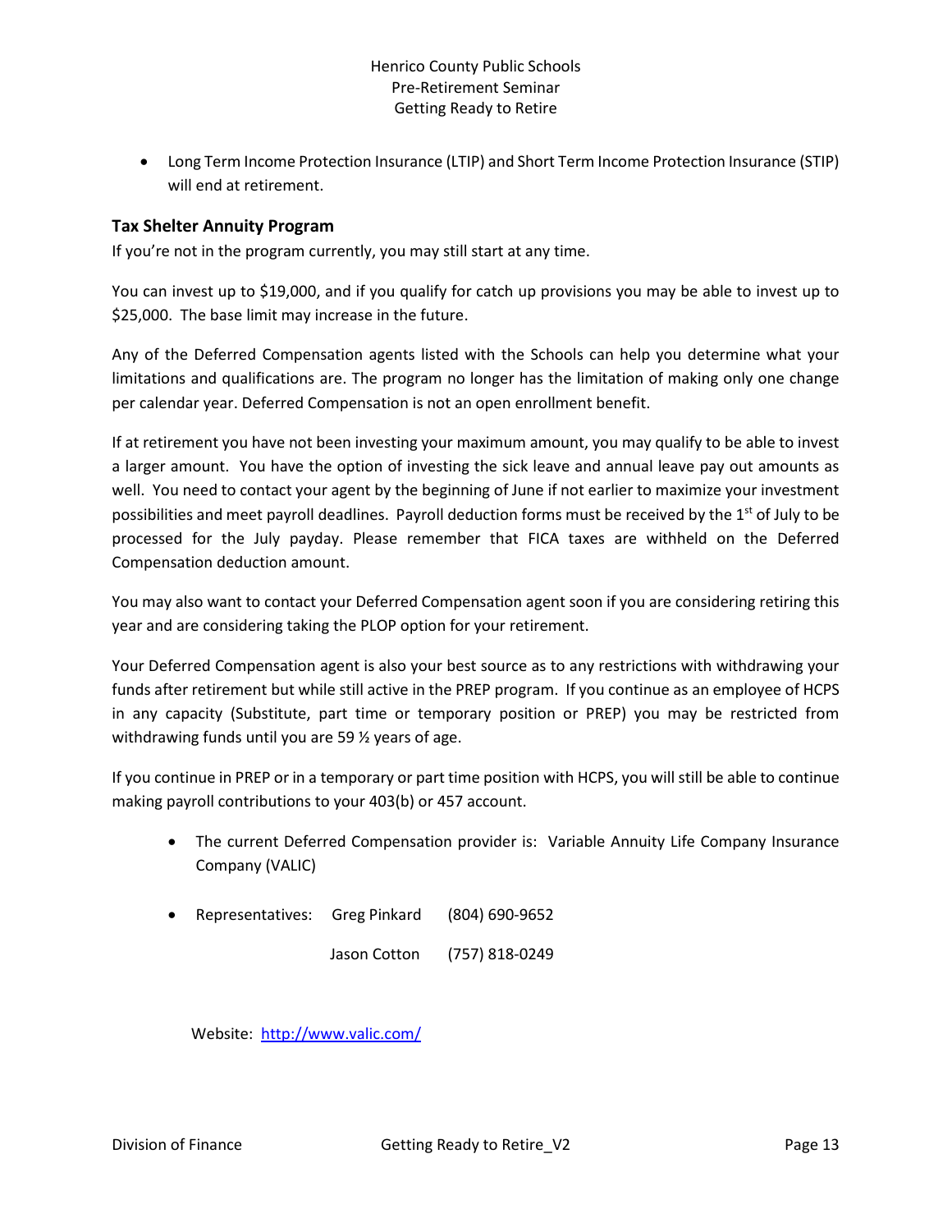- Long Term Income Protection Insurance (LTIP) and Short Term Income Protection Insurance (STIP) will end at retirement.

### Tax Shelter Annuity Program

If you're not in the program currently, you may still start at any time.

You can invest up to $19,000, and if you qualify for catch up provisions you may be able to invest up to $25,000. The base limit may increase in the future.

Any of the Deferred Compensation agents listed with the Schools can help you determine what your limitations and qualifications are. The program no longer has the limitation of making only one change per calendar year. Deferred Compensation is not an open enrollment benefit.

If at retirement you have not been investing your maximum amount, you may qualify to be able to invest a larger amount. You have the option of investing the sick leave and annual leave pay out amounts as well. You need to contact your agent by the beginning of June if not earlier to maximize your investment possibilities and meet payroll deadlines. Payroll deduction forms must be received by the 1st of July to be processed for the July payday. Please remember that FICA taxes are withheld on the Deferred Compensation deduction amount.

You may also want to contact your Deferred Compensation agent soon if you are considering retiring this year and are considering taking the PLOP option for your retirement.

Your Deferred Compensation agent is also your best source as to any restrictions with withdrawing your funds after retirement but while still active in the PREP program. If you continue as an employee of HCPS in any capacity (Substitute, part time or temporary position or PREP) you may be restricted from withdrawing funds until you are 59 ½ years of age.

If you continue in PREP or in a temporary or part time position with HCPS, you will still be able to continue making payroll contributions to your 403(b) or 457 account.

- The current Deferred Compensation provider is: Variable Annuity Life Company Insurance Company (VALIC)
- Representatives: Greg Pinkard (804) 690-9652

  Jason Cotton (757) 818-0249

Website: [http://www.valic.com/](http://www.valic.com/)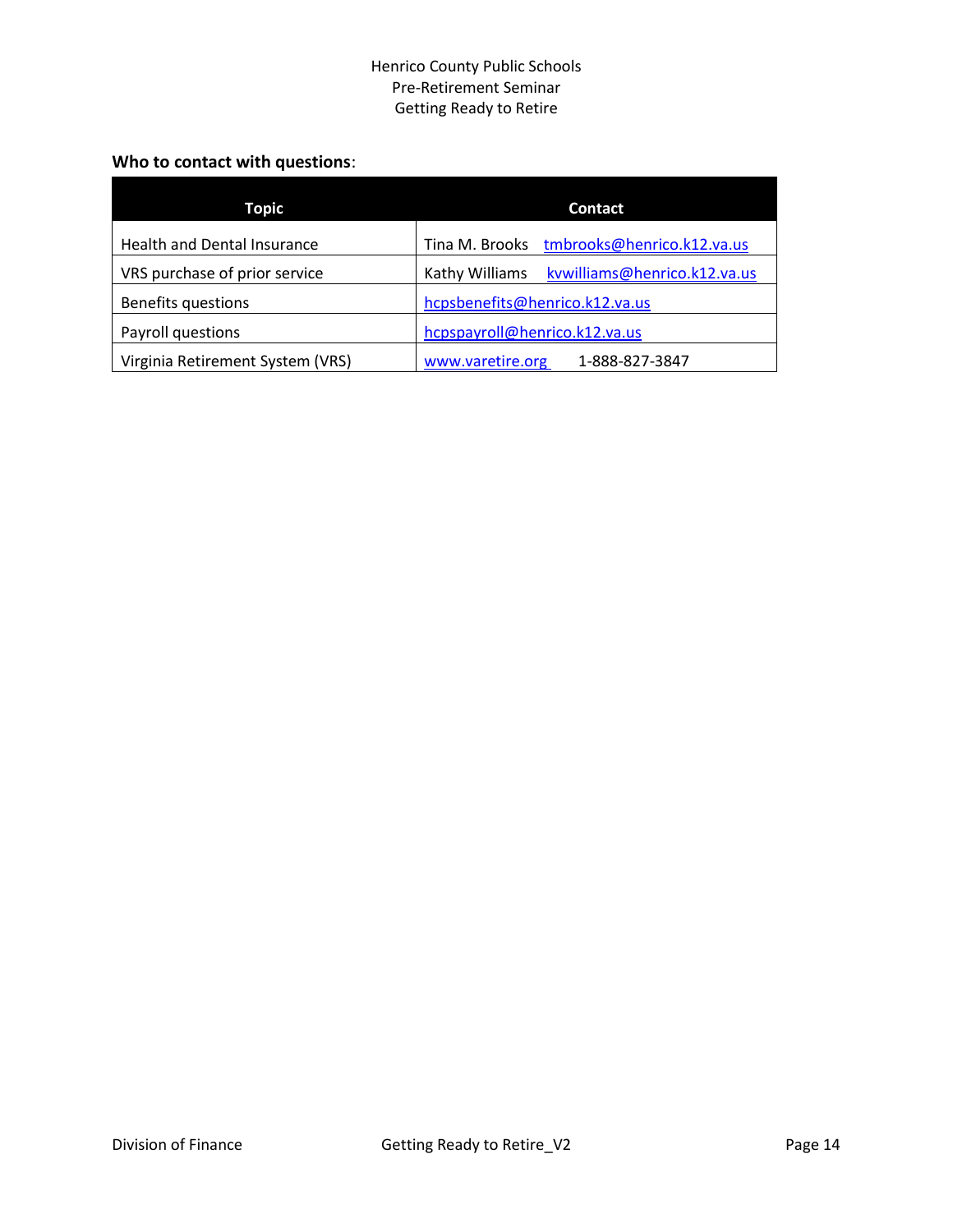**Who to contact with questions**:

| Topic | Contact |
|---|---|
| Health and Dental Insurance | Tina M. Brooks tmbrooks@henrico.k12.va.us |
| VRS purchase of prior service | Kathy Williams kvwilliams@henrico.k12.va.us |
| Benefits questions | hcpsbenefits@henrico.k12.va.us |
| Payroll questions | hcpspayroll@henrico.k12.va.us |
| Virginia Retirement System (VRS) | www.varetire.org 1-888-827-3847 |